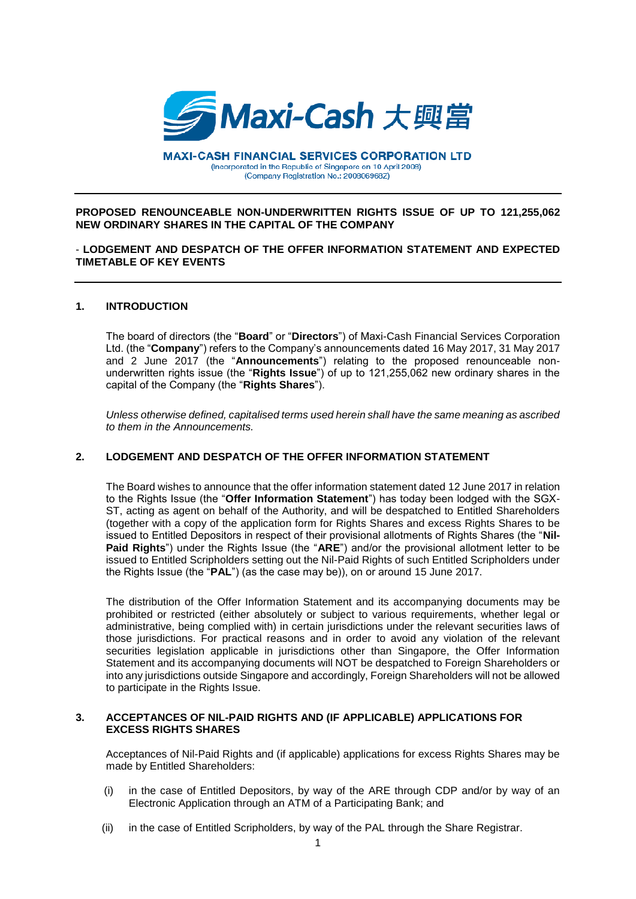Maxi-Cash 大興當

**MAXI-CASH FINANCIAL SERVICES CORPORATION LTD**
(Incorporated in the Republic of Singapore on 10 April 2008)
(Company Registration No.: 200806968Z)

**PROPOSED RENOUNCEABLE NON-UNDERWRITTEN RIGHTS ISSUE OF UP TO 121,255,062 NEW ORDINARY SHARES IN THE CAPITAL OF THE COMPANY**

**- LODGEMENT AND DESPATCH OF THE OFFER INFORMATION STATEMENT AND EXPECTED TIMETABLE OF KEY EVENTS**

## 1. INTRODUCTION

The board of directors (the "**Board**" or "**Directors**") of Maxi-Cash Financial Services Corporation Ltd. (the "**Company**") refers to the Company's announcements dated 16 May 2017, 31 May 2017 and 2 June 2017 (the "**Announcements**") relating to the proposed renounceable non-underwritten rights issue (the "**Rights Issue**") of up to 121,255,062 new ordinary shares in the capital of the Company (the "**Rights Shares**").

*Unless otherwise defined, capitalised terms used herein shall have the same meaning as ascribed to them in the Announcements.*

## 2. LODGEMENT AND DESPATCH OF THE OFFER INFORMATION STATEMENT

The Board wishes to announce that the offer information statement dated 12 June 2017 in relation to the Rights Issue (the "**Offer Information Statement**") has today been lodged with the SGX-ST, acting as agent on behalf of the Authority, and will be despatched to Entitled Shareholders (together with a copy of the application form for Rights Shares and excess Rights Shares to be issued to Entitled Depositors in respect of their provisional allotments of Rights Shares (the "**Nil-Paid Rights**") under the Rights Issue (the "**ARE**") and/or the provisional allotment letter to be issued to Entitled Scripholders setting out the Nil-Paid Rights of such Entitled Scripholders under the Rights Issue (the "**PAL**") (as the case may be)), on or around 15 June 2017.

The distribution of the Offer Information Statement and its accompanying documents may be prohibited or restricted (either absolutely or subject to various requirements, whether legal or administrative, being complied with) in certain jurisdictions under the relevant securities laws of those jurisdictions. For practical reasons and in order to avoid any violation of the relevant securities legislation applicable in jurisdictions other than Singapore, the Offer Information Statement and its accompanying documents will NOT be despatched to Foreign Shareholders or into any jurisdictions outside Singapore and accordingly, Foreign Shareholders will not be allowed to participate in the Rights Issue.

## 3. ACCEPTANCES OF NIL-PAID RIGHTS AND (IF APPLICABLE) APPLICATIONS FOR EXCESS RIGHTS SHARES

Acceptances of Nil-Paid Rights and (if applicable) applications for excess Rights Shares may be made by Entitled Shareholders:

(i) in the case of Entitled Depositors, by way of the ARE through CDP and/or by way of an Electronic Application through an ATM of a Participating Bank; and

(ii) in the case of Entitled Scripholders, by way of the PAL through the Share Registrar.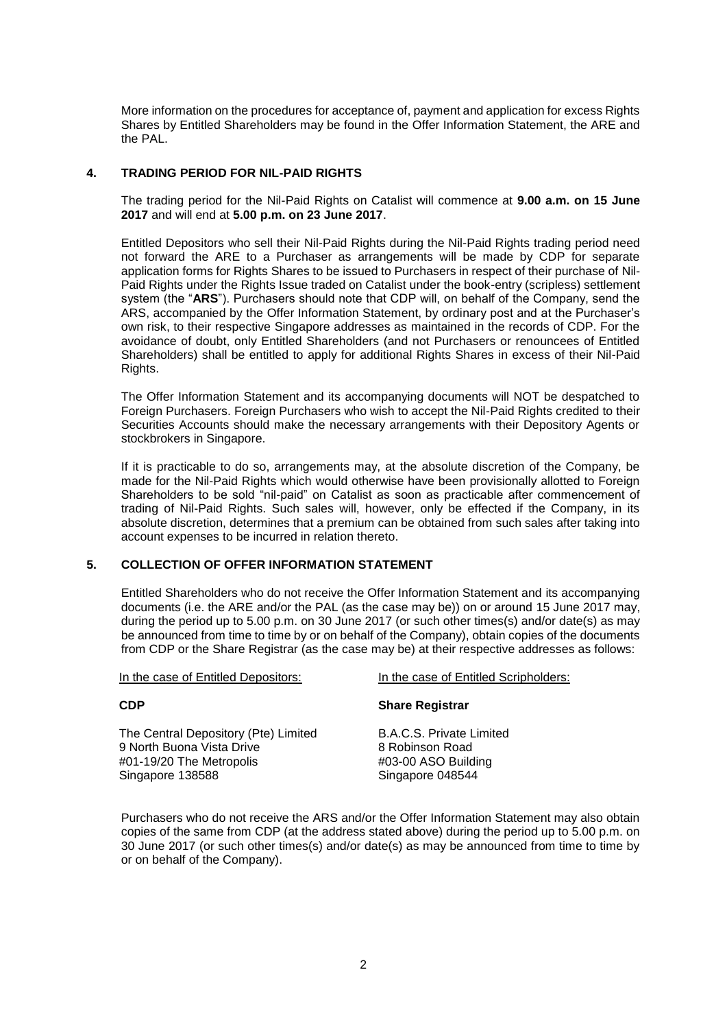More information on the procedures for acceptance of, payment and application for excess Rights Shares by Entitled Shareholders may be found in the Offer Information Statement, the ARE and the PAL.

## 4. TRADING PERIOD FOR NIL-PAID RIGHTS

The trading period for the Nil-Paid Rights on Catalist will commence at **9.00 a.m. on 15 June 2017** and will end at **5.00 p.m. on 23 June 2017**.

Entitled Depositors who sell their Nil-Paid Rights during the Nil-Paid Rights trading period need not forward the ARE to a Purchaser as arrangements will be made by CDP for separate application forms for Rights Shares to be issued to Purchasers in respect of their purchase of Nil-Paid Rights under the Rights Issue traded on Catalist under the book-entry (scripless) settlement system (the "**ARS**"). Purchasers should note that CDP will, on behalf of the Company, send the ARS, accompanied by the Offer Information Statement, by ordinary post and at the Purchaser's own risk, to their respective Singapore addresses as maintained in the records of CDP. For the avoidance of doubt, only Entitled Shareholders (and not Purchasers or renouncees of Entitled Shareholders) shall be entitled to apply for additional Rights Shares in excess of their Nil-Paid Rights.

The Offer Information Statement and its accompanying documents will NOT be despatched to Foreign Purchasers. Foreign Purchasers who wish to accept the Nil-Paid Rights credited to their Securities Accounts should make the necessary arrangements with their Depository Agents or stockbrokers in Singapore.

If it is practicable to do so, arrangements may, at the absolute discretion of the Company, be made for the Nil-Paid Rights which would otherwise have been provisionally allotted to Foreign Shareholders to be sold "nil-paid" on Catalist as soon as practicable after commencement of trading of Nil-Paid Rights. Such sales will, however, only be effected if the Company, in its absolute discretion, determines that a premium can be obtained from such sales after taking into account expenses to be incurred in relation thereto.

## 5. COLLECTION OF OFFER INFORMATION STATEMENT

Entitled Shareholders who do not receive the Offer Information Statement and its accompanying documents (i.e. the ARE and/or the PAL (as the case may be)) on or around 15 June 2017 may, during the period up to 5.00 p.m. on 30 June 2017 (or such other times(s) and/or date(s) as may be announced from time to time by or on behalf of the Company), obtain copies of the documents from CDP or the Share Registrar (as the case may be) at their respective addresses as follows:

| In the case of Entitled Depositors: | In the case of Entitled Scripholders: |
|---|---|
| **CDP** | **Share Registrar** |
| The Central Depository (Pte) Limited<br>9 North Buona Vista Drive<br>#01-19/20 The Metropolis<br>Singapore 138588 | B.A.C.S. Private Limited<br>8 Robinson Road<br>#03-00 ASO Building<br>Singapore 048544 |

Purchasers who do not receive the ARS and/or the Offer Information Statement may also obtain copies of the same from CDP (at the address stated above) during the period up to 5.00 p.m. on 30 June 2017 (or such other times(s) and/or date(s) as may be announced from time to time by or on behalf of the Company).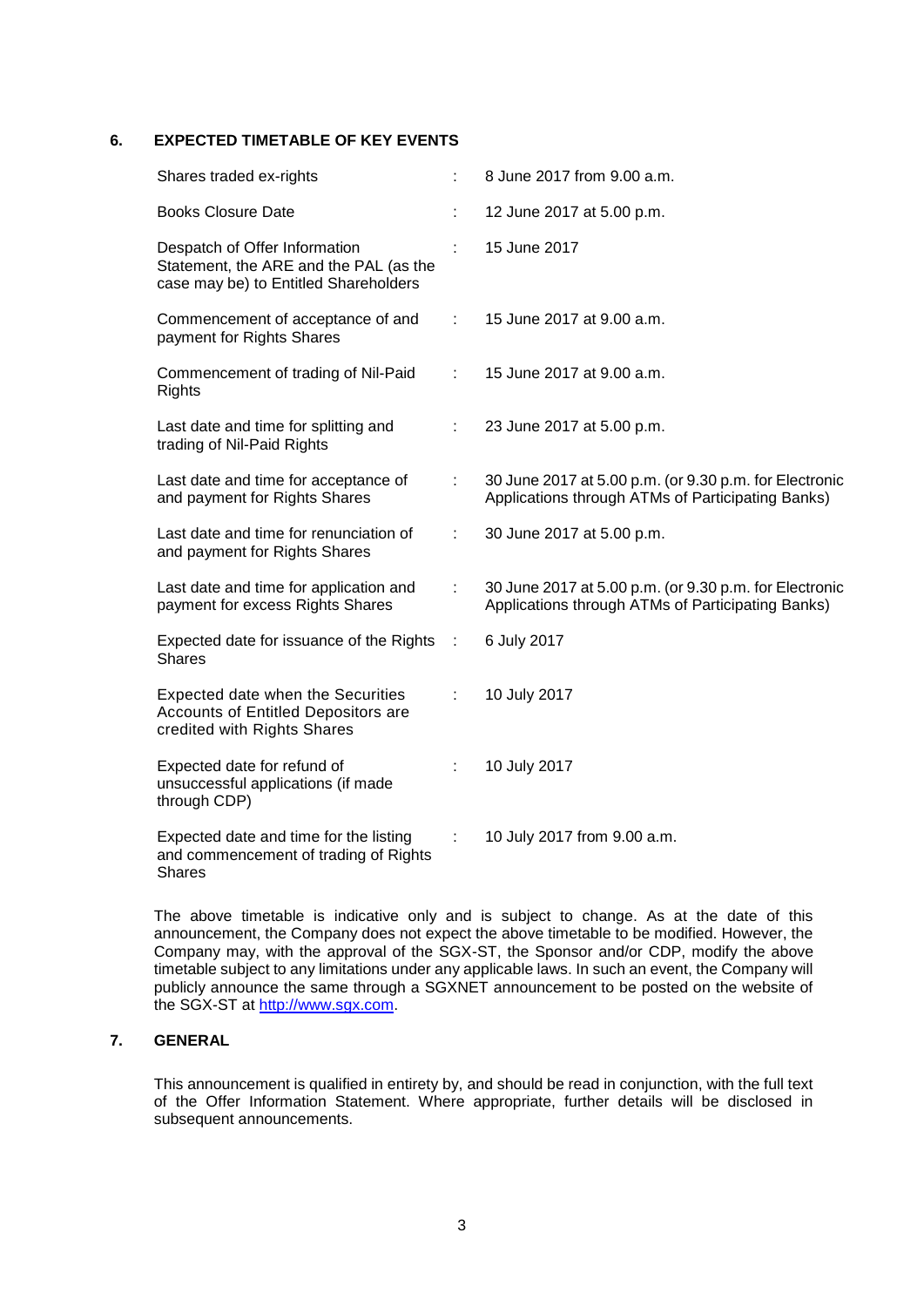## 6. EXPECTED TIMETABLE OF KEY EVENTS

| | | |
|---|---|---|
| Shares traded ex-rights | : | 8 June 2017 from 9.00 a.m. |
| Books Closure Date | : | 12 June 2017 at 5.00 p.m. |
| Despatch of Offer Information Statement, the ARE and the PAL (as the case may be) to Entitled Shareholders | : | 15 June 2017 |
| Commencement of acceptance of and payment for Rights Shares | : | 15 June 2017 at 9.00 a.m. |
| Commencement of trading of Nil-Paid Rights | : | 15 June 2017 at 9.00 a.m. |
| Last date and time for splitting and trading of Nil-Paid Rights | : | 23 June 2017 at 5.00 p.m. |
| Last date and time for acceptance of and payment for Rights Shares | : | 30 June 2017 at 5.00 p.m. (or 9.30 p.m. for Electronic Applications through ATMs of Participating Banks) |
| Last date and time for renunciation of and payment for Rights Shares | : | 30 June 2017 at 5.00 p.m. |
| Last date and time for application and payment for excess Rights Shares | : | 30 June 2017 at 5.00 p.m. (or 9.30 p.m. for Electronic Applications through ATMs of Participating Banks) |
| Expected date for issuance of the Rights Shares | : | 6 July 2017 |
| Expected date when the Securities Accounts of Entitled Depositors are credited with Rights Shares | : | 10 July 2017 |
| Expected date for refund of unsuccessful applications (if made through CDP) | : | 10 July 2017 |
| Expected date and time for the listing and commencement of trading of Rights Shares | : | 10 July 2017 from 9.00 a.m. |

The above timetable is indicative only and is subject to change. As at the date of this announcement, the Company does not expect the above timetable to be modified. However, the Company may, with the approval of the SGX-ST, the Sponsor and/or CDP, modify the above timetable subject to any limitations under any applicable laws. In such an event, the Company will publicly announce the same through a SGXNET announcement to be posted on the website of the SGX-ST at http://www.sgx.com.

## 7. GENERAL

This announcement is qualified in entirety by, and should be read in conjunction, with the full text of the Offer Information Statement. Where appropriate, further details will be disclosed in subsequent announcements.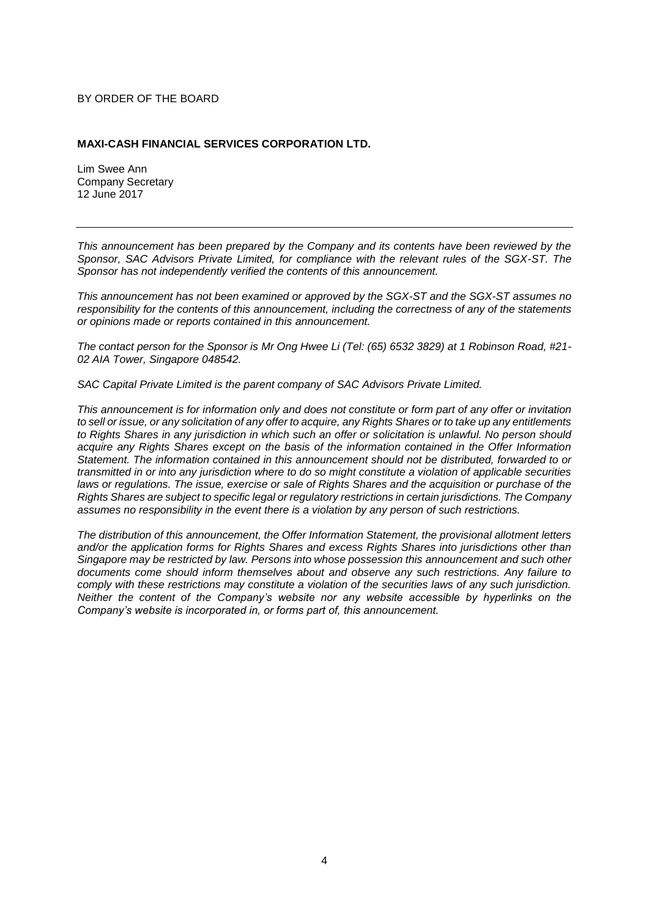BY ORDER OF THE BOARD

**MAXI-CASH FINANCIAL SERVICES CORPORATION LTD.**

Lim Swee Ann
Company Secretary
12 June 2017

---

*This announcement has been prepared by the Company and its contents have been reviewed by the Sponsor, SAC Advisors Private Limited, for compliance with the relevant rules of the SGX-ST. The Sponsor has not independently verified the contents of this announcement.*

*This announcement has not been examined or approved by the SGX-ST and the SGX-ST assumes no responsibility for the contents of this announcement, including the correctness of any of the statements or opinions made or reports contained in this announcement.*

*The contact person for the Sponsor is Mr Ong Hwee Li (Tel: (65) 6532 3829) at 1 Robinson Road, #21-02 AIA Tower, Singapore 048542.*

*SAC Capital Private Limited is the parent company of SAC Advisors Private Limited.*

*This announcement is for information only and does not constitute or form part of any offer or invitation to sell or issue, or any solicitation of any offer to acquire, any Rights Shares or to take up any entitlements to Rights Shares in any jurisdiction in which such an offer or solicitation is unlawful. No person should acquire any Rights Shares except on the basis of the information contained in the Offer Information Statement. The information contained in this announcement should not be distributed, forwarded to or transmitted in or into any jurisdiction where to do so might constitute a violation of applicable securities laws or regulations. The issue, exercise or sale of Rights Shares and the acquisition or purchase of the Rights Shares are subject to specific legal or regulatory restrictions in certain jurisdictions. The Company assumes no responsibility in the event there is a violation by any person of such restrictions.*

*The distribution of this announcement, the Offer Information Statement, the provisional allotment letters and/or the application forms for Rights Shares and excess Rights Shares into jurisdictions other than Singapore may be restricted by law. Persons into whose possession this announcement and such other documents come should inform themselves about and observe any such restrictions. Any failure to comply with these restrictions may constitute a violation of the securities laws of any such jurisdiction. Neither the content of the Company's website nor any website accessible by hyperlinks on the Company's website is incorporated in, or forms part of, this announcement.*